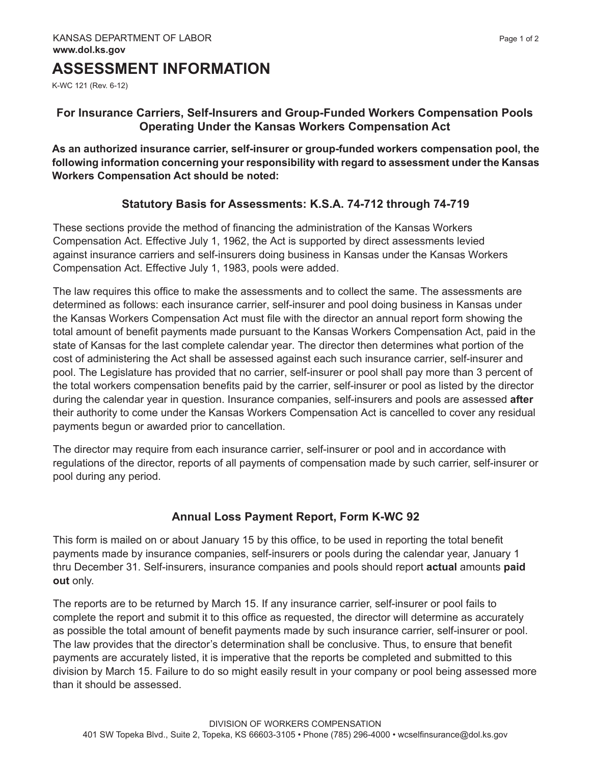KANSAS DEPARTMENT OF LABOR
**www.dol.ks.gov**

# ASSESSMENT INFORMATION

K-WC 121 (Rev. 6-12)

## For Insurance Carriers, Self-Insurers and Group-Funded Workers Compensation Pools Operating Under the Kansas Workers Compensation Act

**As an authorized insurance carrier, self-insurer or group-funded workers compensation pool, the following information concerning your responsibility with regard to assessment under the Kansas Workers Compensation Act should be noted:**

### Statutory Basis for Assessments: K.S.A. 74-712 through 74-719

These sections provide the method of financing the administration of the Kansas Workers Compensation Act. Effective July 1, 1962, the Act is supported by direct assessments levied against insurance carriers and self-insurers doing business in Kansas under the Kansas Workers Compensation Act. Effective July 1, 1983, pools were added.

The law requires this office to make the assessments and to collect the same. The assessments are determined as follows: each insurance carrier, self-insurer and pool doing business in Kansas under the Kansas Workers Compensation Act must file with the director an annual report form showing the total amount of benefit payments made pursuant to the Kansas Workers Compensation Act, paid in the state of Kansas for the last complete calendar year. The director then determines what portion of the cost of administering the Act shall be assessed against each such insurance carrier, self-insurer and pool. The Legislature has provided that no carrier, self-insurer or pool shall pay more than 3 percent of the total workers compensation benefits paid by the carrier, self-insurer or pool as listed by the director during the calendar year in question. Insurance companies, self-insurers and pools are assessed **after** their authority to come under the Kansas Workers Compensation Act is cancelled to cover any residual payments begun or awarded prior to cancellation.

The director may require from each insurance carrier, self-insurer or pool and in accordance with regulations of the director, reports of all payments of compensation made by such carrier, self-insurer or pool during any period.

### Annual Loss Payment Report, Form K-WC 92

This form is mailed on or about January 15 by this office, to be used in reporting the total benefit payments made by insurance companies, self-insurers or pools during the calendar year, January 1 thru December 31. Self-insurers, insurance companies and pools should report **actual** amounts **paid out** only.

The reports are to be returned by March 15. If any insurance carrier, self-insurer or pool fails to complete the report and submit it to this office as requested, the director will determine as accurately as possible the total amount of benefit payments made by such insurance carrier, self-insurer or pool. The law provides that the director's determination shall be conclusive. Thus, to ensure that benefit payments are accurately listed, it is imperative that the reports be completed and submitted to this division by March 15. Failure to do so might easily result in your company or pool being assessed more than it should be assessed.

DIVISION OF WORKERS COMPENSATION
401 SW Topeka Blvd., Suite 2, Topeka, KS 66603-3105 • Phone (785) 296-4000 • wcselfinsurance@dol.ks.gov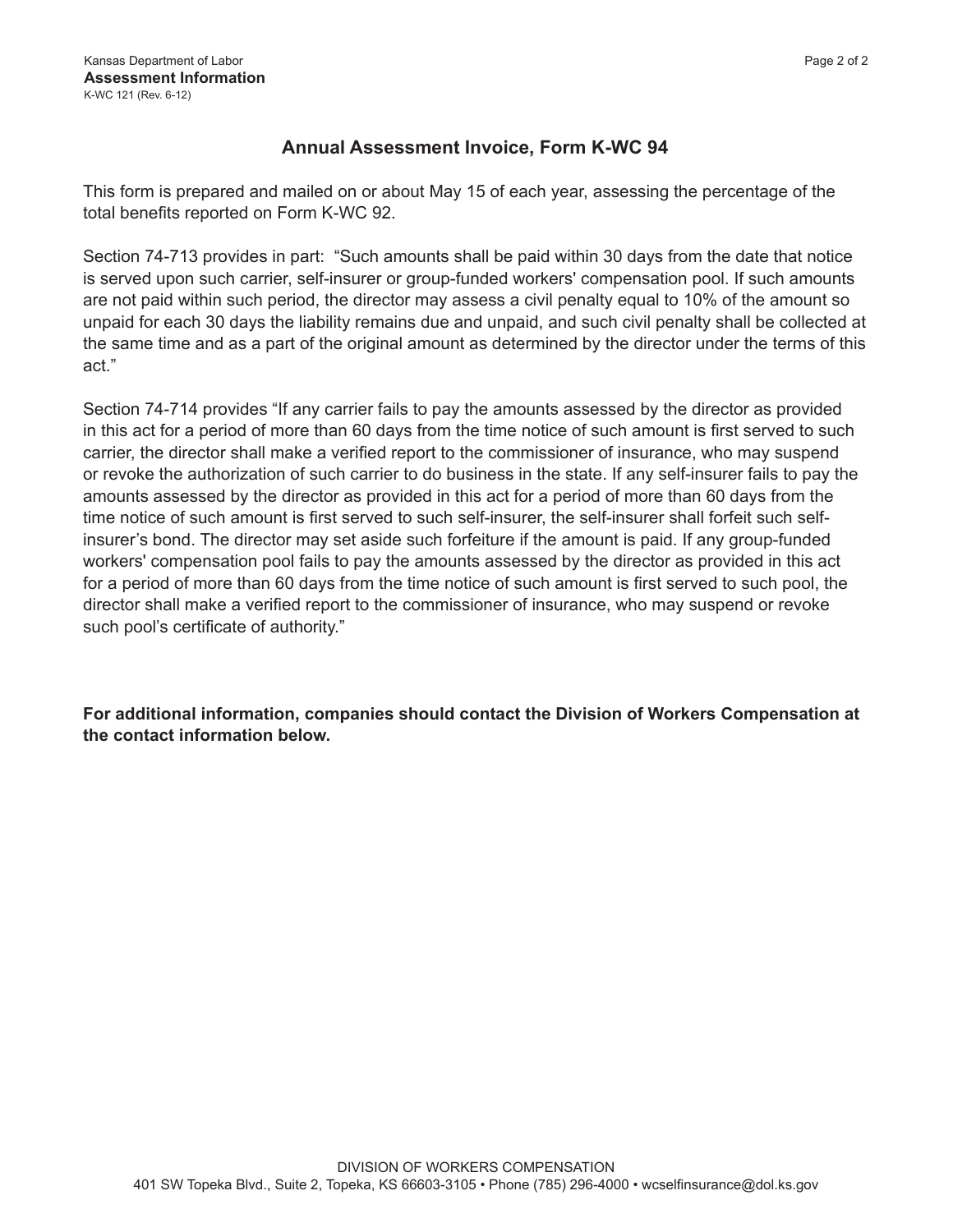## Annual Assessment Invoice, Form K-WC 94

This form is prepared and mailed on or about May 15 of each year, assessing the percentage of the total benefits reported on Form K-WC 92.

Section 74-713 provides in part: "Such amounts shall be paid within 30 days from the date that notice is served upon such carrier, self-insurer or group-funded workers' compensation pool. If such amounts are not paid within such period, the director may assess a civil penalty equal to 10% of the amount so unpaid for each 30 days the liability remains due and unpaid, and such civil penalty shall be collected at the same time and as a part of the original amount as determined by the director under the terms of this act."

Section 74-714 provides "If any carrier fails to pay the amounts assessed by the director as provided in this act for a period of more than 60 days from the time notice of such amount is first served to such carrier, the director shall make a verified report to the commissioner of insurance, who may suspend or revoke the authorization of such carrier to do business in the state. If any self-insurer fails to pay the amounts assessed by the director as provided in this act for a period of more than 60 days from the time notice of such amount is first served to such self-insurer, the self-insurer shall forfeit such self-insurer's bond. The director may set aside such forfeiture if the amount is paid. If any group-funded workers' compensation pool fails to pay the amounts assessed by the director as provided in this act for a period of more than 60 days from the time notice of such amount is first served to such pool, the director shall make a verified report to the commissioner of insurance, who may suspend or revoke such pool's certificate of authority."

**For additional information, companies should contact the Division of Workers Compensation at the contact information below.**

DIVISION OF WORKERS COMPENSATION
401 SW Topeka Blvd., Suite 2, Topeka, KS 66603-3105 • Phone (785) 296-4000 • wcselfinsurance@dol.ks.gov